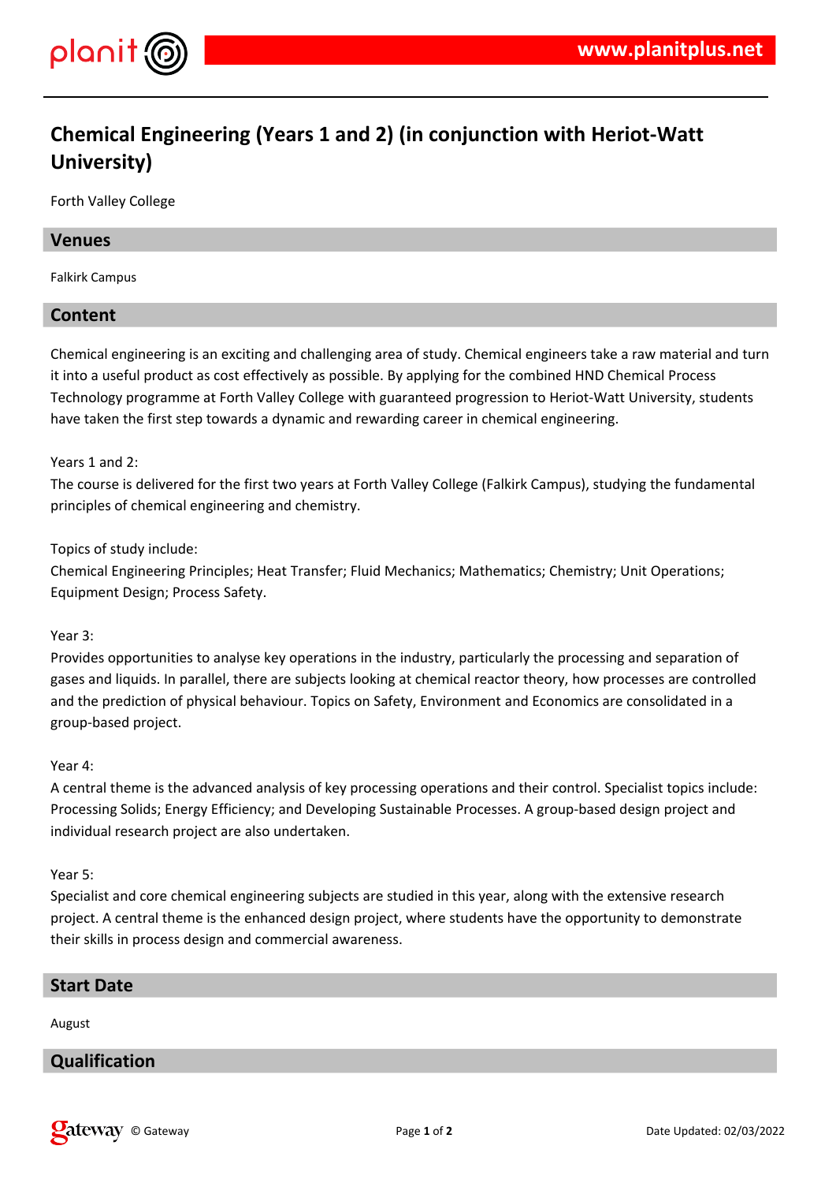# Chemical Engineering (Years 1 and 2) (in conjunction with Heriot-Watt University)

Forth Valley College

## Venues

Falkirk Campus

## Content

Chemical engineering is an exciting and challenging area of study. Chemical engineers take a raw material and turn it into a useful product as cost effectively as possible. By applying for the combined HND Chemical Process Technology programme at Forth Valley College with guaranteed progression to Heriot-Watt University, students have taken the first step towards a dynamic and rewarding career in chemical engineering.

Years 1 and 2:
The course is delivered for the first two years at Forth Valley College (Falkirk Campus), studying the fundamental principles of chemical engineering and chemistry.

Topics of study include:
Chemical Engineering Principles; Heat Transfer; Fluid Mechanics; Mathematics; Chemistry; Unit Operations; Equipment Design; Process Safety.

Year 3:
Provides opportunities to analyse key operations in the industry, particularly the processing and separation of gases and liquids. In parallel, there are subjects looking at chemical reactor theory, how processes are controlled and the prediction of physical behaviour. Topics on Safety, Environment and Economics are consolidated in a group-based project.

Year 4:
A central theme is the advanced analysis of key processing operations and their control. Specialist topics include: Processing Solids; Energy Efficiency; and Developing Sustainable Processes. A group-based design project and individual research project are also undertaken.

Year 5:
Specialist and core chemical engineering subjects are studied in this year, along with the extensive research project. A central theme is the enhanced design project, where students have the opportunity to demonstrate their skills in process design and commercial awareness.

## Start Date

August

## Qualification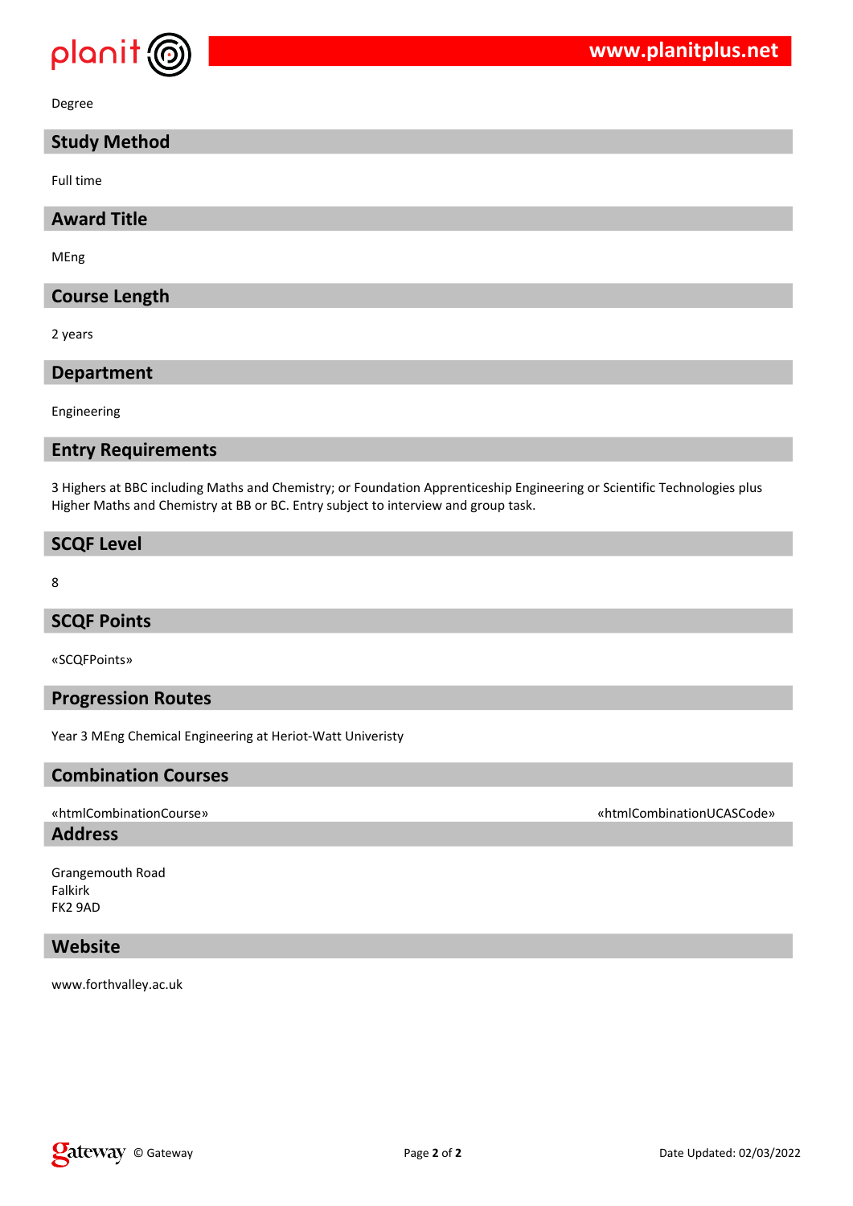Degree

## Study Method

Full time

## Award Title

MEng

## Course Length

2 years

## Department

Engineering

## Entry Requirements

3 Highers at BBC including Maths and Chemistry; or Foundation Apprenticeship Engineering or Scientific Technologies plus Higher Maths and Chemistry at BB or BC. Entry subject to interview and group task.

## SCQF Level

8

## SCQF Points

«SCQFPoints»

## Progression Routes

Year 3 MEng Chemical Engineering at Heriot-Watt Univeristy

## Combination Courses

«htmlCombinationCourse» «htmlCombinationUCASCode»

## Address

Grangemouth Road
Falkirk
FK2 9AD

## Website

www.forthvalley.ac.uk